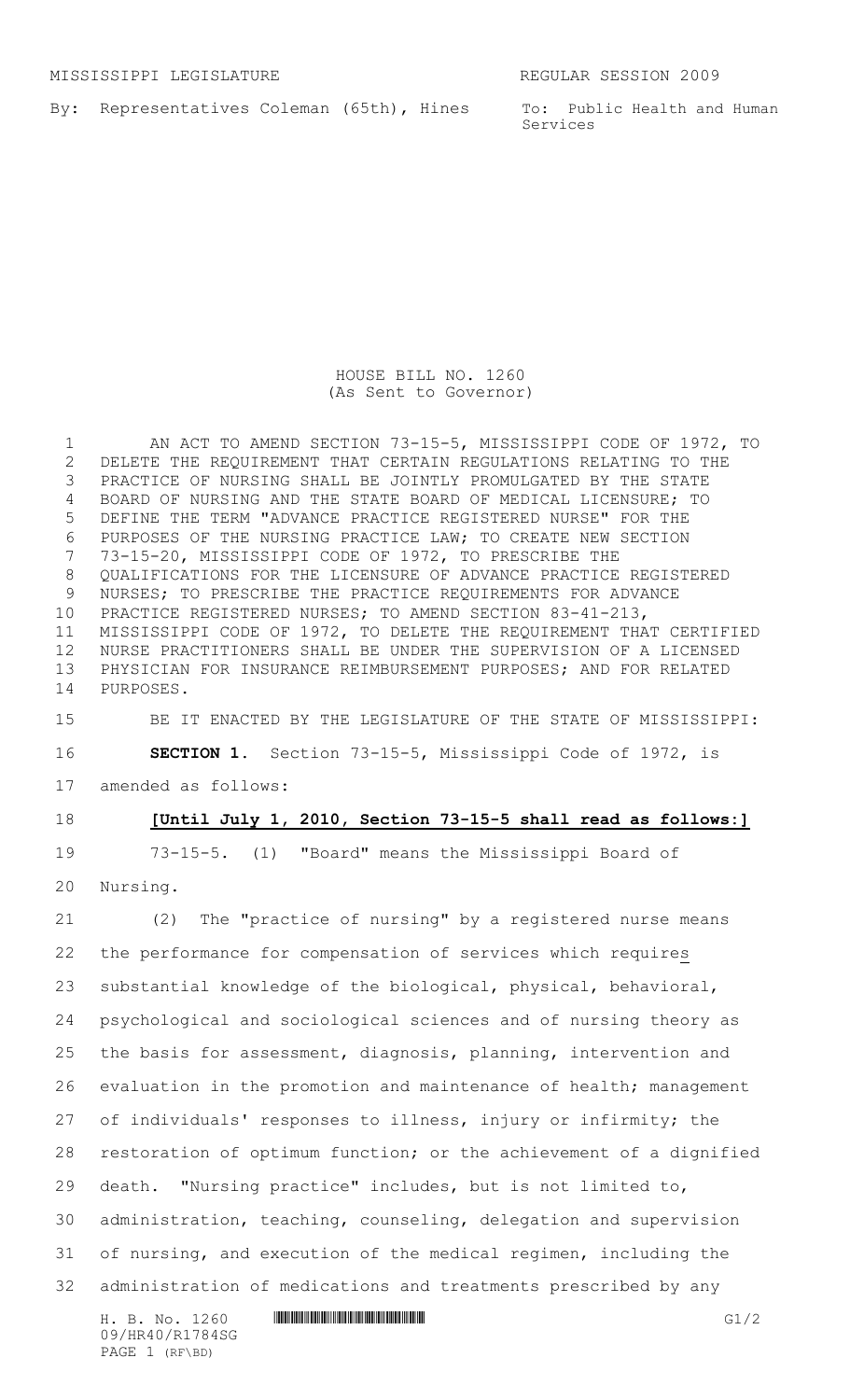MISSISSIPPI LEGISLATURE REGULAR SESSION 2009

By: Representatives Coleman (65th), Hines

To: Public Health and Human Services

HOUSE BILL NO. 1260
(As Sent to Governor)

AN ACT TO AMEND SECTION 73-15-5, MISSISSIPPI CODE OF 1972, TO DELETE THE REQUIREMENT THAT CERTAIN REGULATIONS RELATING TO THE PRACTICE OF NURSING SHALL BE JOINTLY PROMULGATED BY THE STATE BOARD OF NURSING AND THE STATE BOARD OF MEDICAL LICENSURE; TO DEFINE THE TERM "ADVANCE PRACTICE REGISTERED NURSE" FOR THE PURPOSES OF THE NURSING PRACTICE LAW; TO CREATE NEW SECTION 73-15-20, MISSISSIPPI CODE OF 1972, TO PRESCRIBE THE QUALIFICATIONS FOR THE LICENSURE OF ADVANCE PRACTICE REGISTERED NURSES; TO PRESCRIBE THE PRACTICE REQUIREMENTS FOR ADVANCE PRACTICE REGISTERED NURSES; TO AMEND SECTION 83-41-213, MISSISSIPPI CODE OF 1972, TO DELETE THE REQUIREMENT THAT CERTIFIED NURSE PRACTITIONERS SHALL BE UNDER THE SUPERVISION OF A LICENSED PHYSICIAN FOR INSURANCE REIMBURSEMENT PURPOSES; AND FOR RELATED PURPOSES.

BE IT ENACTED BY THE LEGISLATURE OF THE STATE OF MISSISSIPPI:

**SECTION 1.** Section 73-15-5, Mississippi Code of 1972, is amended as follows:

**[Until July 1, 2010, Section 73-15-5 shall read as follows:]**

73-15-5. (1) "Board" means the Mississippi Board of Nursing.

(2) The "practice of nursing" by a registered nurse means the performance for compensation of services which requires substantial knowledge of the biological, physical, behavioral, psychological and sociological sciences and of nursing theory as the basis for assessment, diagnosis, planning, intervention and evaluation in the promotion and maintenance of health; management of individuals' responses to illness, injury or infirmity; the restoration of optimum function; or the achievement of a dignified death. "Nursing practice" includes, but is not limited to, administration, teaching, counseling, delegation and supervision of nursing, and execution of the medical regimen, including the administration of medications and treatments prescribed by any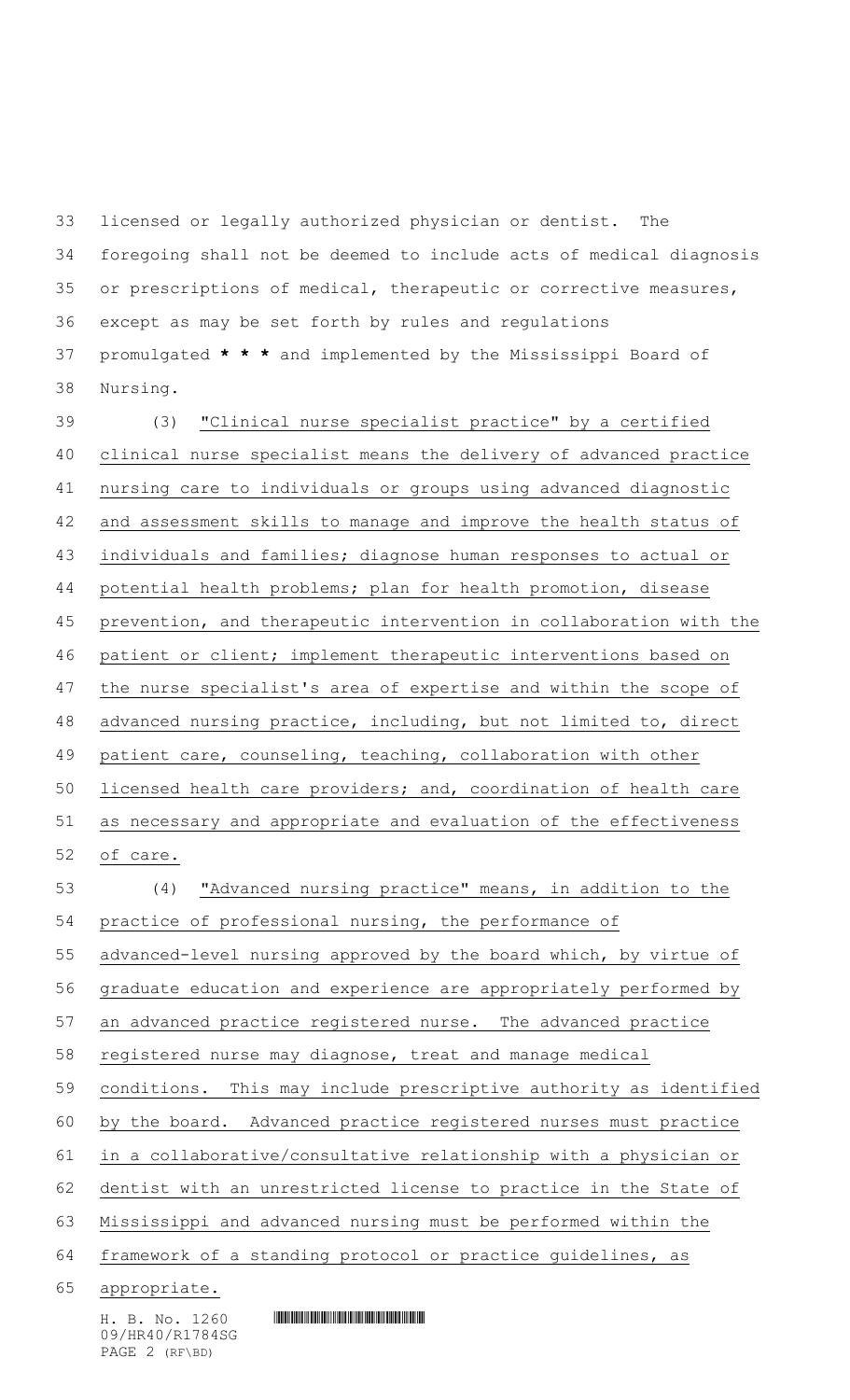licensed or legally authorized physician or dentist. The foregoing shall not be deemed to include acts of medical diagnosis or prescriptions of medical, therapeutic or corrective measures, except as may be set forth by rules and regulations promulgated * * * and implemented by the Mississippi Board of Nursing.

(3) "Clinical nurse specialist practice" by a certified clinical nurse specialist means the delivery of advanced practice nursing care to individuals or groups using advanced diagnostic and assessment skills to manage and improve the health status of individuals and families; diagnose human responses to actual or potential health problems; plan for health promotion, disease prevention, and therapeutic intervention in collaboration with the patient or client; implement therapeutic interventions based on the nurse specialist's area of expertise and within the scope of advanced nursing practice, including, but not limited to, direct patient care, counseling, teaching, collaboration with other licensed health care providers; and, coordination of health care as necessary and appropriate and evaluation of the effectiveness of care.

(4) "Advanced nursing practice" means, in addition to the practice of professional nursing, the performance of advanced-level nursing approved by the board which, by virtue of graduate education and experience are appropriately performed by an advanced practice registered nurse. The advanced practice registered nurse may diagnose, treat and manage medical conditions. This may include prescriptive authority as identified by the board. Advanced practice registered nurses must practice in a collaborative/consultative relationship with a physician or dentist with an unrestricted license to practice in the State of Mississippi and advanced nursing must be performed within the framework of a standing protocol or practice guidelines, as appropriate.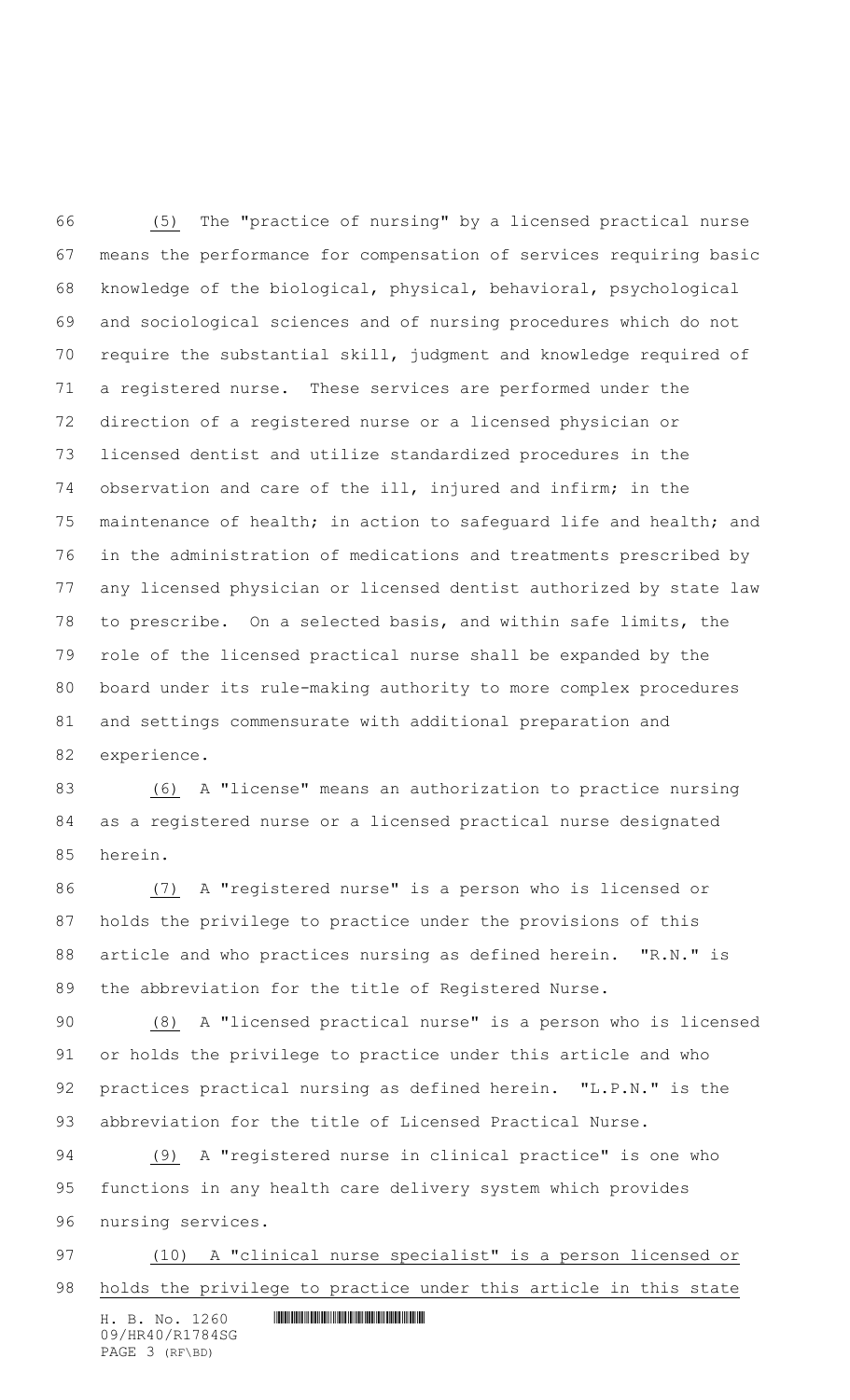(5) The "practice of nursing" by a licensed practical nurse means the performance for compensation of services requiring basic knowledge of the biological, physical, behavioral, psychological and sociological sciences and of nursing procedures which do not require the substantial skill, judgment and knowledge required of a registered nurse. These services are performed under the direction of a registered nurse or a licensed physician or licensed dentist and utilize standardized procedures in the observation and care of the ill, injured and infirm; in the maintenance of health; in action to safeguard life and health; and in the administration of medications and treatments prescribed by any licensed physician or licensed dentist authorized by state law to prescribe. On a selected basis, and within safe limits, the role of the licensed practical nurse shall be expanded by the board under its rule-making authority to more complex procedures and settings commensurate with additional preparation and experience.

(6) A "license" means an authorization to practice nursing as a registered nurse or a licensed practical nurse designated herein.

(7) A "registered nurse" is a person who is licensed or holds the privilege to practice under the provisions of this article and who practices nursing as defined herein. "R.N." is the abbreviation for the title of Registered Nurse.

(8) A "licensed practical nurse" is a person who is licensed or holds the privilege to practice under this article and who practices practical nursing as defined herein. "L.P.N." is the abbreviation for the title of Licensed Practical Nurse.

(9) A "registered nurse in clinical practice" is one who functions in any health care delivery system which provides nursing services.

(10) A "clinical nurse specialist" is a person licensed or holds the privilege to practice under this article in this state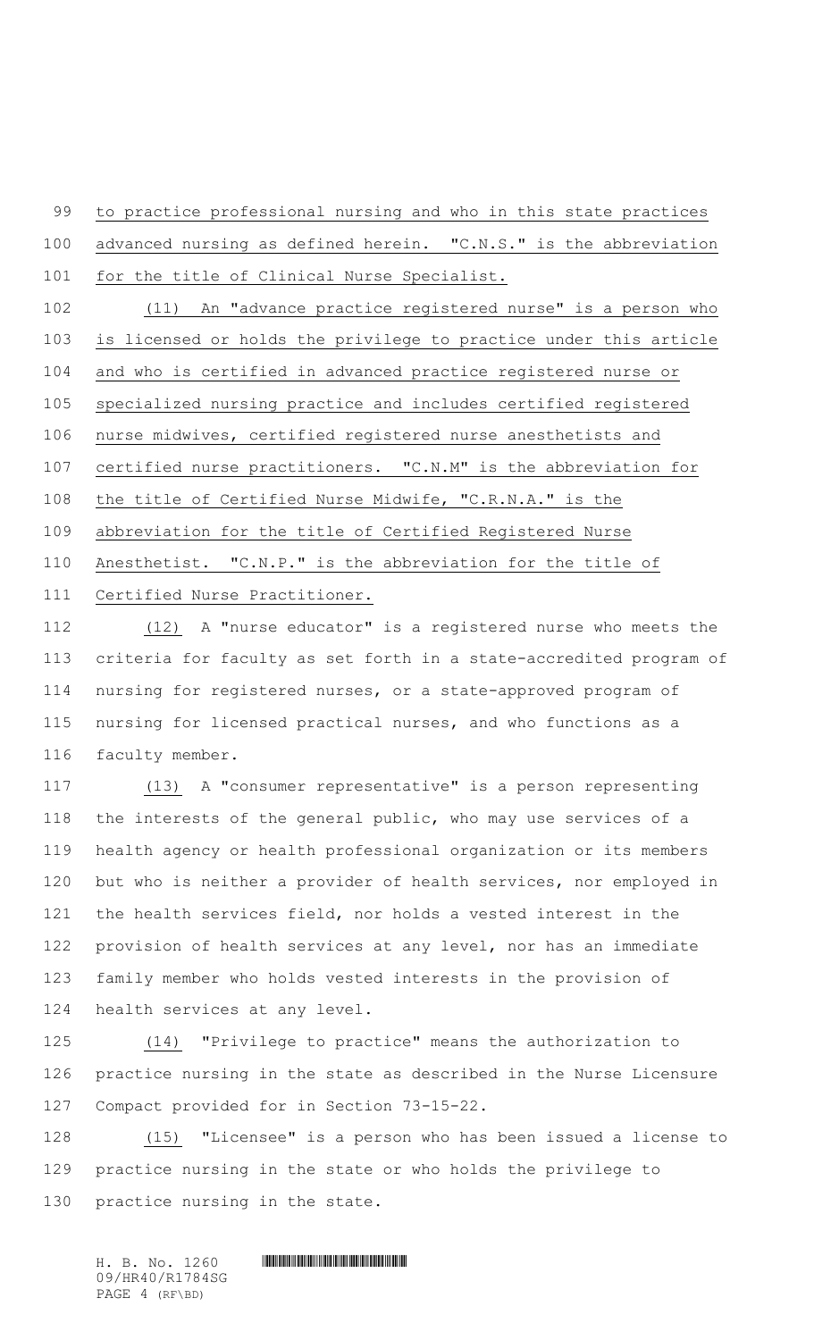to practice professional nursing and who in this state practices advanced nursing as defined herein. "C.N.S." is the abbreviation for the title of Clinical Nurse Specialist.

(11) An "advance practice registered nurse" is a person who is licensed or holds the privilege to practice under this article and who is certified in advanced practice registered nurse or specialized nursing practice and includes certified registered nurse midwives, certified registered nurse anesthetists and certified nurse practitioners. "C.N.M" is the abbreviation for the title of Certified Nurse Midwife, "C.R.N.A." is the abbreviation for the title of Certified Registered Nurse Anesthetist. "C.N.P." is the abbreviation for the title of Certified Nurse Practitioner.

(12) A "nurse educator" is a registered nurse who meets the criteria for faculty as set forth in a state-accredited program of nursing for registered nurses, or a state-approved program of nursing for licensed practical nurses, and who functions as a faculty member.

(13) A "consumer representative" is a person representing the interests of the general public, who may use services of a health agency or health professional organization or its members but who is neither a provider of health services, nor employed in the health services field, nor holds a vested interest in the provision of health services at any level, nor has an immediate family member who holds vested interests in the provision of health services at any level.

(14) "Privilege to practice" means the authorization to practice nursing in the state as described in the Nurse Licensure Compact provided for in Section 73-15-22.

(15) "Licensee" is a person who has been issued a license to practice nursing in the state or who holds the privilege to practice nursing in the state.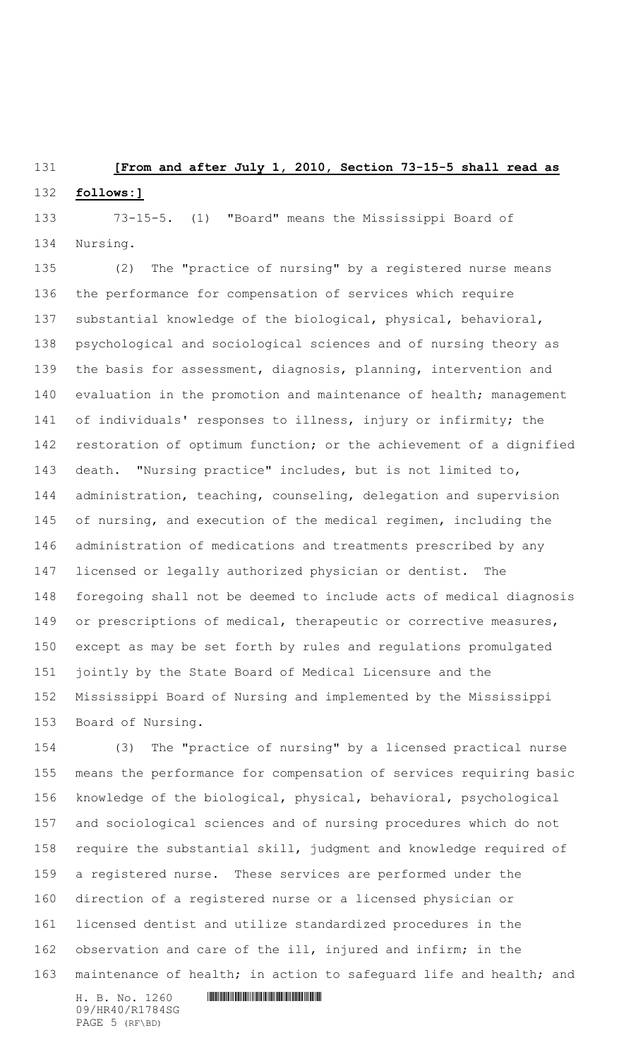**[From and after July 1, 2010, Section 73-15-5 shall read as follows:]**

73-15-5. (1) "Board" means the Mississippi Board of Nursing.

(2) The "practice of nursing" by a registered nurse means the performance for compensation of services which require substantial knowledge of the biological, physical, behavioral, psychological and sociological sciences and of nursing theory as the basis for assessment, diagnosis, planning, intervention and evaluation in the promotion and maintenance of health; management of individuals' responses to illness, injury or infirmity; the restoration of optimum function; or the achievement of a dignified death. "Nursing practice" includes, but is not limited to, administration, teaching, counseling, delegation and supervision of nursing, and execution of the medical regimen, including the administration of medications and treatments prescribed by any licensed or legally authorized physician or dentist. The foregoing shall not be deemed to include acts of medical diagnosis or prescriptions of medical, therapeutic or corrective measures, except as may be set forth by rules and regulations promulgated jointly by the State Board of Medical Licensure and the Mississippi Board of Nursing and implemented by the Mississippi Board of Nursing.

(3) The "practice of nursing" by a licensed practical nurse means the performance for compensation of services requiring basic knowledge of the biological, physical, behavioral, psychological and sociological sciences and of nursing procedures which do not require the substantial skill, judgment and knowledge required of a registered nurse. These services are performed under the direction of a registered nurse or a licensed physician or licensed dentist and utilize standardized procedures in the observation and care of the ill, injured and infirm; in the maintenance of health; in action to safeguard life and health; and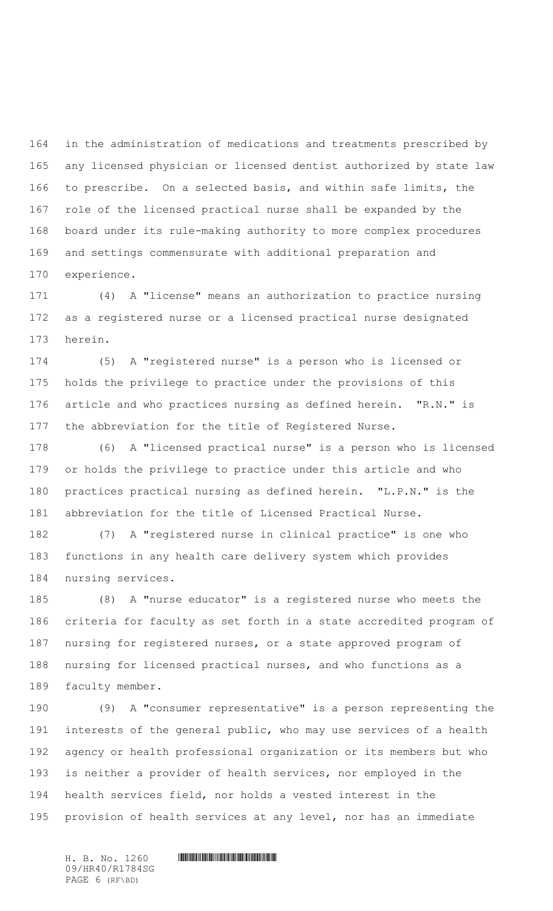in the administration of medications and treatments prescribed by any licensed physician or licensed dentist authorized by state law to prescribe. On a selected basis, and within safe limits, the role of the licensed practical nurse shall be expanded by the board under its rule-making authority to more complex procedures and settings commensurate with additional preparation and experience.

(4) A "license" means an authorization to practice nursing as a registered nurse or a licensed practical nurse designated herein.

(5) A "registered nurse" is a person who is licensed or holds the privilege to practice under the provisions of this article and who practices nursing as defined herein. "R.N." is the abbreviation for the title of Registered Nurse.

(6) A "licensed practical nurse" is a person who is licensed or holds the privilege to practice under this article and who practices practical nursing as defined herein. "L.P.N." is the abbreviation for the title of Licensed Practical Nurse.

(7) A "registered nurse in clinical practice" is one who functions in any health care delivery system which provides nursing services.

(8) A "nurse educator" is a registered nurse who meets the criteria for faculty as set forth in a state accredited program of nursing for registered nurses, or a state approved program of nursing for licensed practical nurses, and who functions as a faculty member.

(9) A "consumer representative" is a person representing the interests of the general public, who may use services of a health agency or health professional organization or its members but who is neither a provider of health services, nor employed in the health services field, nor holds a vested interest in the provision of health services at any level, nor has an immediate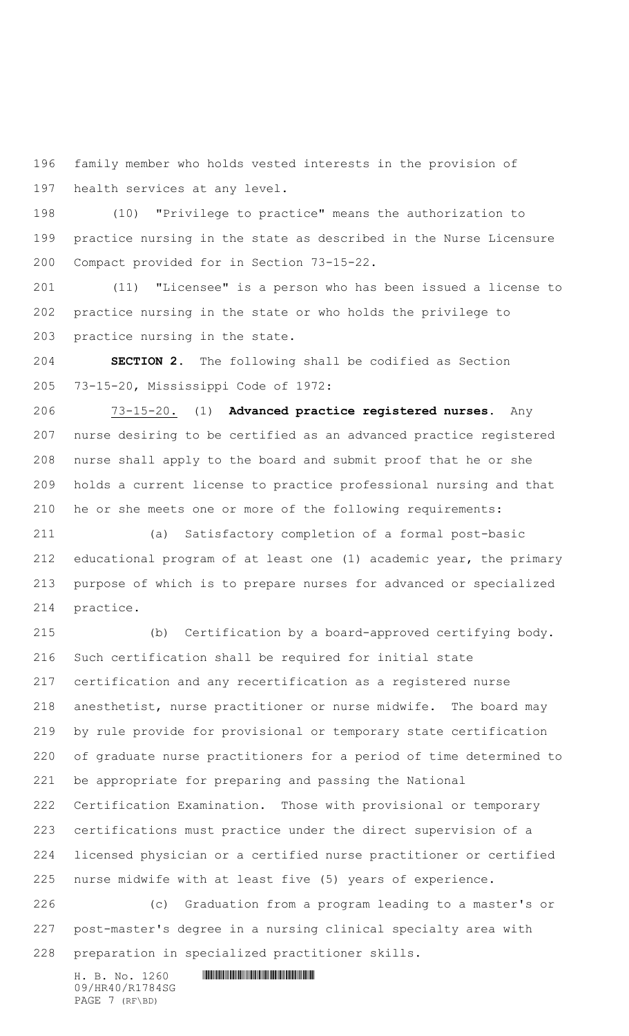family member who holds vested interests in the provision of health services at any level.

(10) "Privilege to practice" means the authorization to practice nursing in the state as described in the Nurse Licensure Compact provided for in Section 73-15-22.

(11) "Licensee" is a person who has been issued a license to practice nursing in the state or who holds the privilege to practice nursing in the state.

**SECTION 2.** The following shall be codified as Section 73-15-20, Mississippi Code of 1972:

73-15-20. (1) **Advanced practice registered nurses.** Any nurse desiring to be certified as an advanced practice registered nurse shall apply to the board and submit proof that he or she holds a current license to practice professional nursing and that he or she meets one or more of the following requirements:

(a) Satisfactory completion of a formal post-basic educational program of at least one (1) academic year, the primary purpose of which is to prepare nurses for advanced or specialized practice.

(b) Certification by a board-approved certifying body. Such certification shall be required for initial state certification and any recertification as a registered nurse anesthetist, nurse practitioner or nurse midwife. The board may by rule provide for provisional or temporary state certification of graduate nurse practitioners for a period of time determined to be appropriate for preparing and passing the National Certification Examination. Those with provisional or temporary certifications must practice under the direct supervision of a licensed physician or a certified nurse practitioner or certified nurse midwife with at least five (5) years of experience.

(c) Graduation from a program leading to a master's or post-master's degree in a nursing clinical specialty area with preparation in specialized practitioner skills.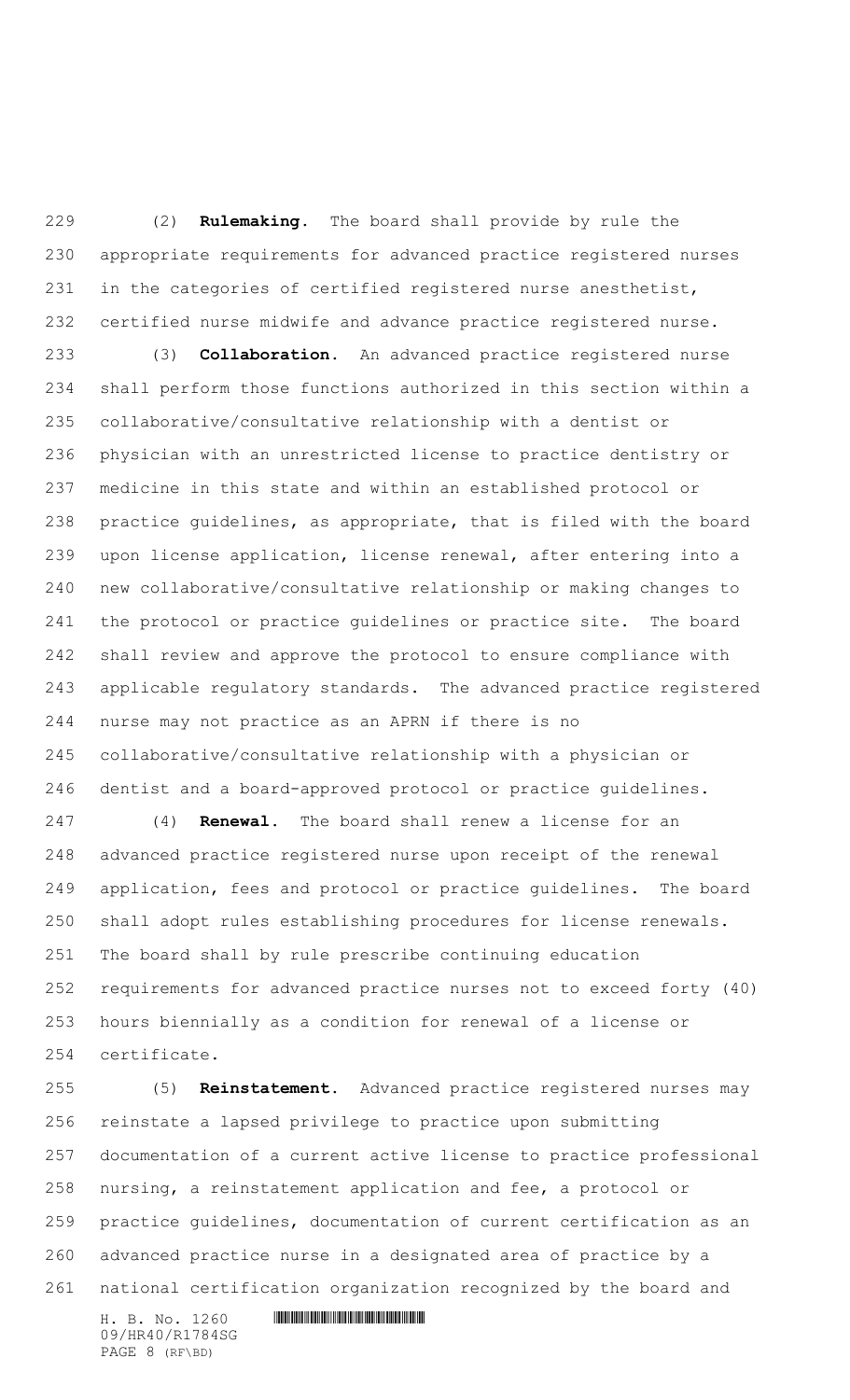(2) **Rulemaking.** The board shall provide by rule the appropriate requirements for advanced practice registered nurses in the categories of certified registered nurse anesthetist, certified nurse midwife and advance practice registered nurse.

(3) **Collaboration.** An advanced practice registered nurse shall perform those functions authorized in this section within a collaborative/consultative relationship with a dentist or physician with an unrestricted license to practice dentistry or medicine in this state and within an established protocol or practice guidelines, as appropriate, that is filed with the board upon license application, license renewal, after entering into a new collaborative/consultative relationship or making changes to the protocol or practice guidelines or practice site. The board shall review and approve the protocol to ensure compliance with applicable regulatory standards. The advanced practice registered nurse may not practice as an APRN if there is no collaborative/consultative relationship with a physician or dentist and a board-approved protocol or practice guidelines.

(4) **Renewal.** The board shall renew a license for an advanced practice registered nurse upon receipt of the renewal application, fees and protocol or practice guidelines. The board shall adopt rules establishing procedures for license renewals. The board shall by rule prescribe continuing education requirements for advanced practice nurses not to exceed forty (40) hours biennially as a condition for renewal of a license or certificate.

(5) **Reinstatement.** Advanced practice registered nurses may reinstate a lapsed privilege to practice upon submitting documentation of a current active license to practice professional nursing, a reinstatement application and fee, a protocol or practice guidelines, documentation of current certification as an advanced practice nurse in a designated area of practice by a national certification organization recognized by the board and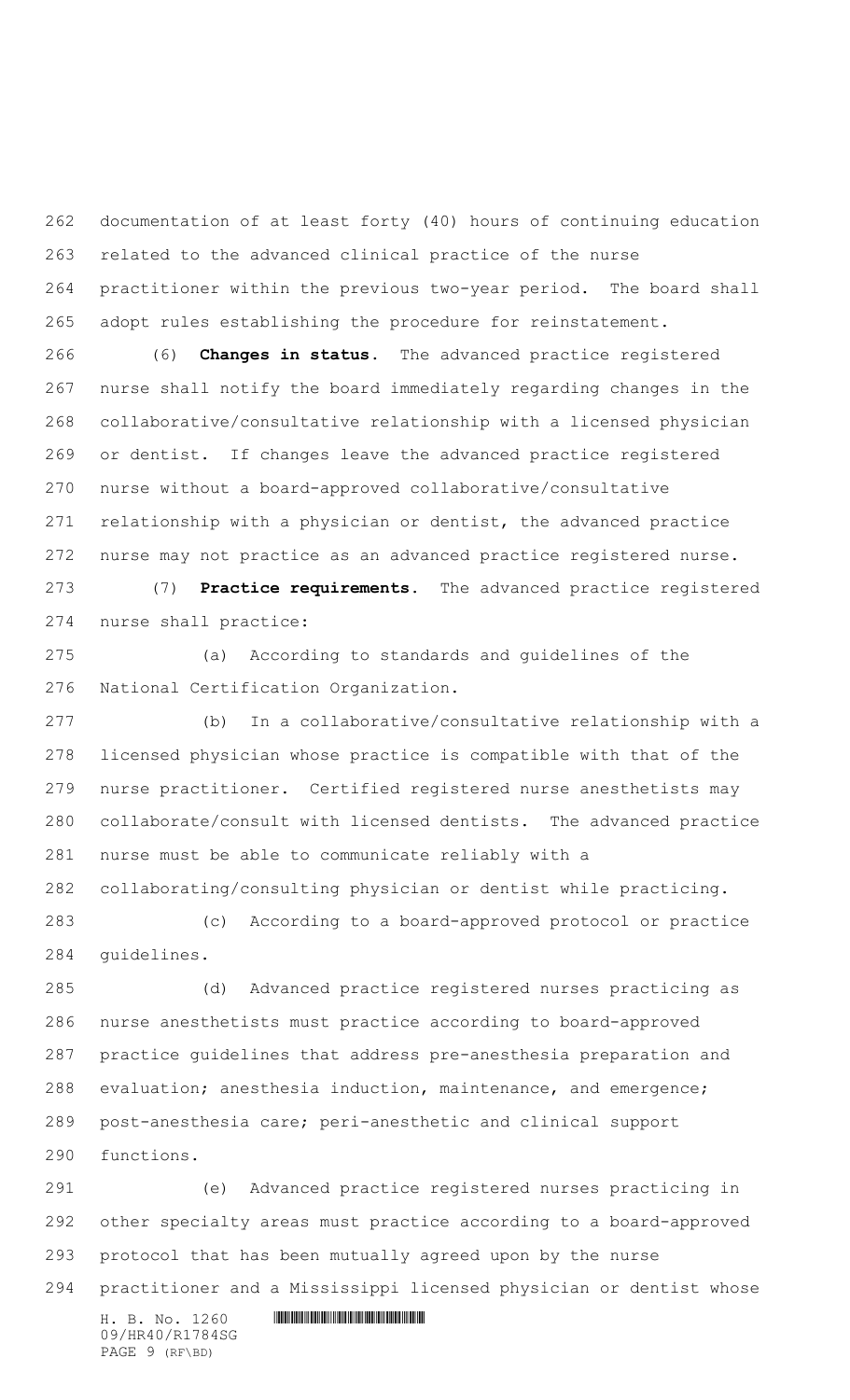documentation of at least forty (40) hours of continuing education related to the advanced clinical practice of the nurse practitioner within the previous two-year period. The board shall adopt rules establishing the procedure for reinstatement.

(6) **Changes in status.** The advanced practice registered nurse shall notify the board immediately regarding changes in the collaborative/consultative relationship with a licensed physician or dentist. If changes leave the advanced practice registered nurse without a board-approved collaborative/consultative relationship with a physician or dentist, the advanced practice nurse may not practice as an advanced practice registered nurse.

(7) **Practice requirements.** The advanced practice registered nurse shall practice:

(a) According to standards and guidelines of the National Certification Organization.

(b) In a collaborative/consultative relationship with a licensed physician whose practice is compatible with that of the nurse practitioner. Certified registered nurse anesthetists may collaborate/consult with licensed dentists. The advanced practice nurse must be able to communicate reliably with a collaborating/consulting physician or dentist while practicing.

(c) According to a board-approved protocol or practice guidelines.

(d) Advanced practice registered nurses practicing as nurse anesthetists must practice according to board-approved practice guidelines that address pre-anesthesia preparation and evaluation; anesthesia induction, maintenance, and emergence; post-anesthesia care; peri-anesthetic and clinical support functions.

(e) Advanced practice registered nurses practicing in other specialty areas must practice according to a board-approved protocol that has been mutually agreed upon by the nurse practitioner and a Mississippi licensed physician or dentist whose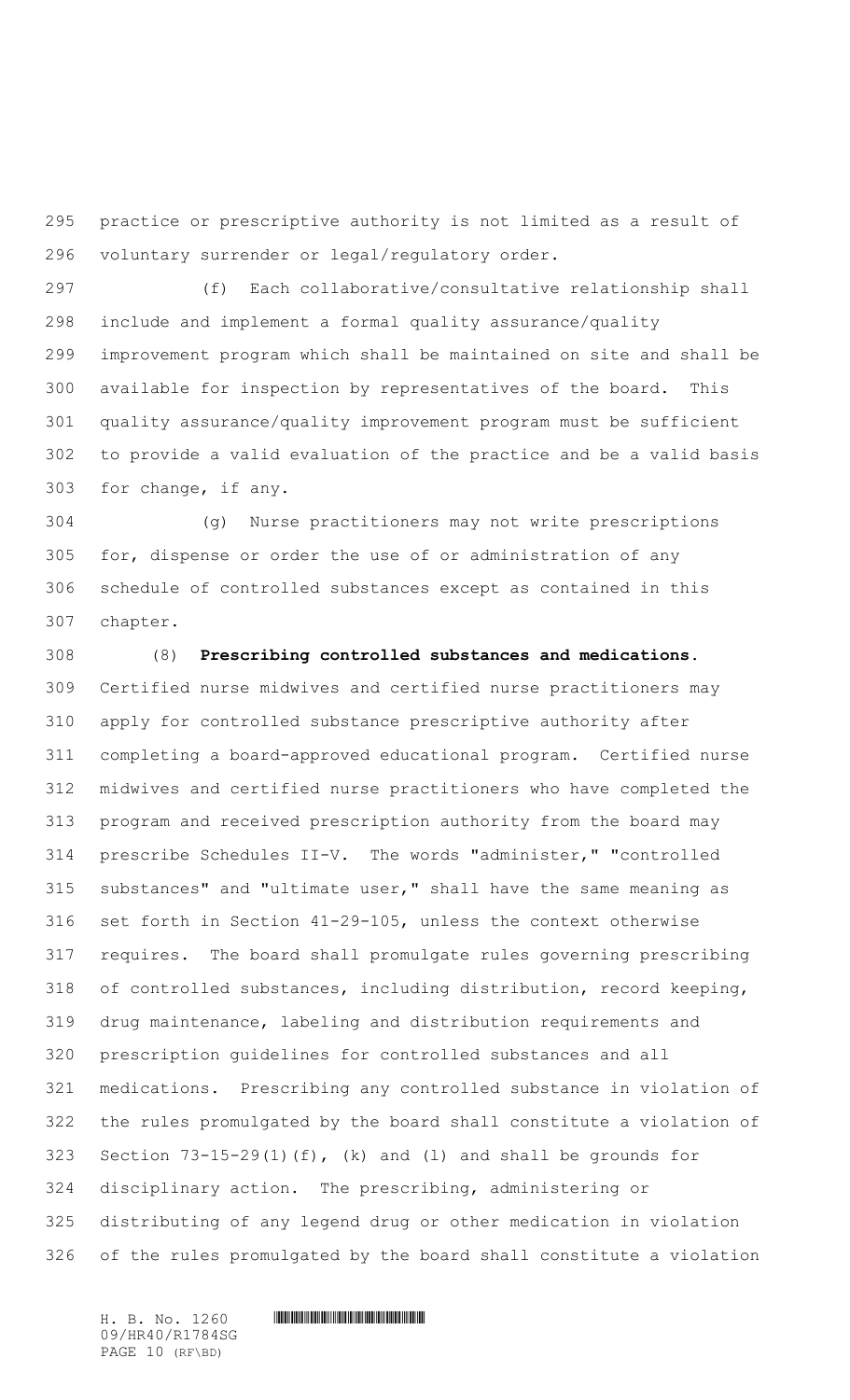practice or prescriptive authority is not limited as a result of voluntary surrender or legal/regulatory order.

(f) Each collaborative/consultative relationship shall include and implement a formal quality assurance/quality improvement program which shall be maintained on site and shall be available for inspection by representatives of the board. This quality assurance/quality improvement program must be sufficient to provide a valid evaluation of the practice and be a valid basis for change, if any.

(g) Nurse practitioners may not write prescriptions for, dispense or order the use of or administration of any schedule of controlled substances except as contained in this chapter.

(8) **Prescribing controlled substances and medications.** Certified nurse midwives and certified nurse practitioners may apply for controlled substance prescriptive authority after completing a board-approved educational program. Certified nurse midwives and certified nurse practitioners who have completed the program and received prescription authority from the board may prescribe Schedules II-V. The words "administer," "controlled substances" and "ultimate user," shall have the same meaning as set forth in Section 41-29-105, unless the context otherwise requires. The board shall promulgate rules governing prescribing of controlled substances, including distribution, record keeping, drug maintenance, labeling and distribution requirements and prescription guidelines for controlled substances and all medications. Prescribing any controlled substance in violation of the rules promulgated by the board shall constitute a violation of Section 73-15-29(1)(f), (k) and (l) and shall be grounds for disciplinary action. The prescribing, administering or distributing of any legend drug or other medication in violation of the rules promulgated by the board shall constitute a violation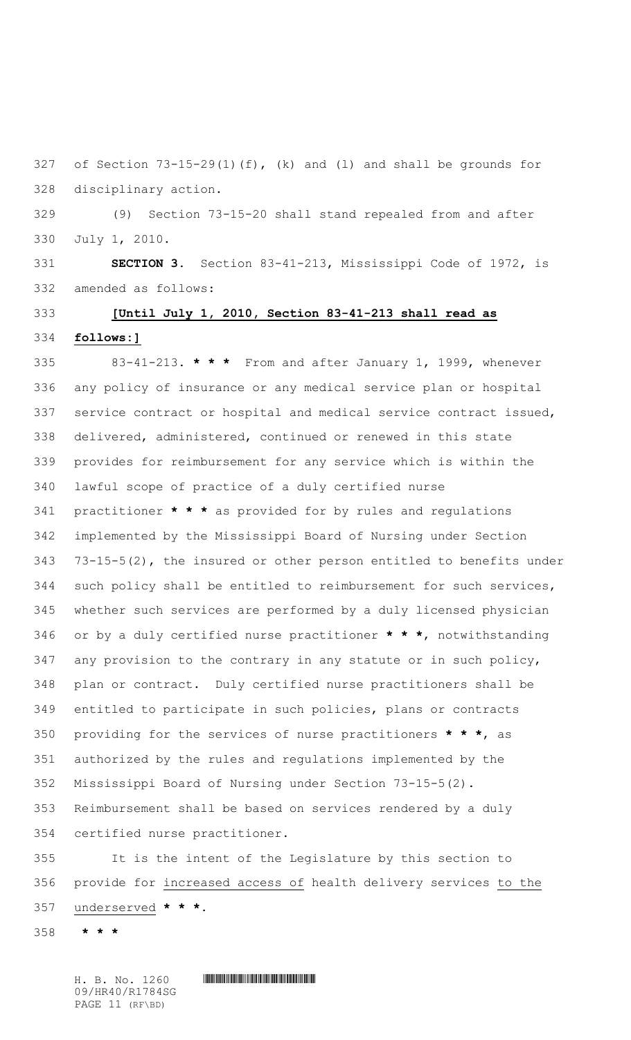of Section 73-15-29(1)(f), (k) and (l) and shall be grounds for disciplinary action.

(9) Section 73-15-20 shall stand repealed from and after July 1, 2010.

**SECTION 3.** Section 83-41-213, Mississippi Code of 1972, is amended as follows:

**[Until July 1, 2010, Section 83-41-213 shall read as follows:]**

83-41-213. *** * *** From and after January 1, 1999, whenever any policy of insurance or any medical service plan or hospital service contract or hospital and medical service contract issued, delivered, administered, continued or renewed in this state provides for reimbursement for any service which is within the lawful scope of practice of a duly certified nurse practitioner *** * *** as provided for by rules and regulations implemented by the Mississippi Board of Nursing under Section 73-15-5(2), the insured or other person entitled to benefits under such policy shall be entitled to reimbursement for such services, whether such services are performed by a duly licensed physician or by a duly certified nurse practitioner *** * ***, notwithstanding any provision to the contrary in any statute or in such policy, plan or contract. Duly certified nurse practitioners shall be entitled to participate in such policies, plans or contracts providing for the services of nurse practitioners *** * ***, as authorized by the rules and regulations implemented by the Mississippi Board of Nursing under Section 73-15-5(2). Reimbursement shall be based on services rendered by a duly certified nurse practitioner.

It is the intent of the Legislature by this section to provide for <u>increased access of</u> health delivery services <u>to the underserved</u> *** * ***.

*** * ***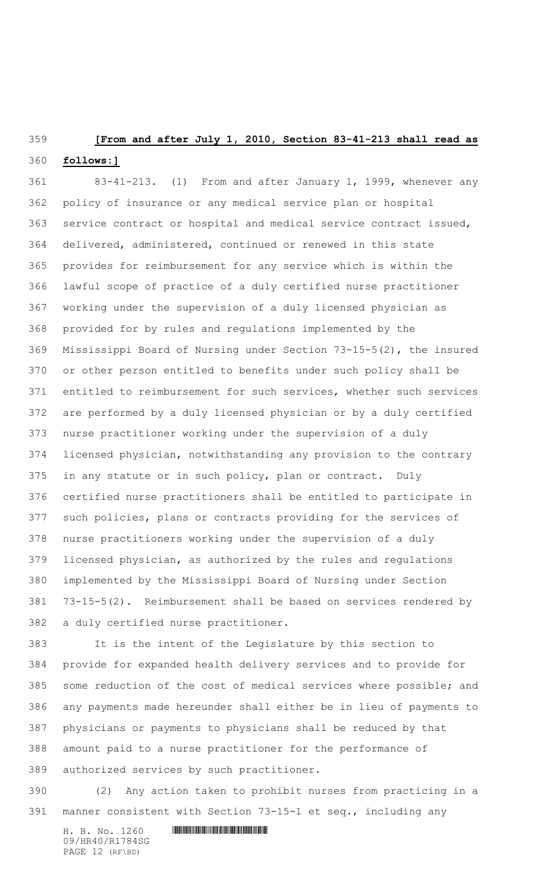**[From and after July 1, 2010, Section 83-41-213 shall read as follows:]**

83-41-213. (1) From and after January 1, 1999, whenever any policy of insurance or any medical service plan or hospital service contract or hospital and medical service contract issued, delivered, administered, continued or renewed in this state provides for reimbursement for any service which is within the lawful scope of practice of a duly certified nurse practitioner working under the supervision of a duly licensed physician as provided for by rules and regulations implemented by the Mississippi Board of Nursing under Section 73-15-5(2), the insured or other person entitled to benefits under such policy shall be entitled to reimbursement for such services, whether such services are performed by a duly licensed physician or by a duly certified nurse practitioner working under the supervision of a duly licensed physician, notwithstanding any provision to the contrary in any statute or in such policy, plan or contract. Duly certified nurse practitioners shall be entitled to participate in such policies, plans or contracts providing for the services of nurse practitioners working under the supervision of a duly licensed physician, as authorized by the rules and regulations implemented by the Mississippi Board of Nursing under Section 73-15-5(2). Reimbursement shall be based on services rendered by a duly certified nurse practitioner.

It is the intent of the Legislature by this section to provide for expanded health delivery services and to provide for some reduction of the cost of medical services where possible; and any payments made hereunder shall either be in lieu of payments to physicians or payments to physicians shall be reduced by that amount paid to a nurse practitioner for the performance of authorized services by such practitioner.

(2) Any action taken to prohibit nurses from practicing in a manner consistent with Section 73-15-1 et seq., including any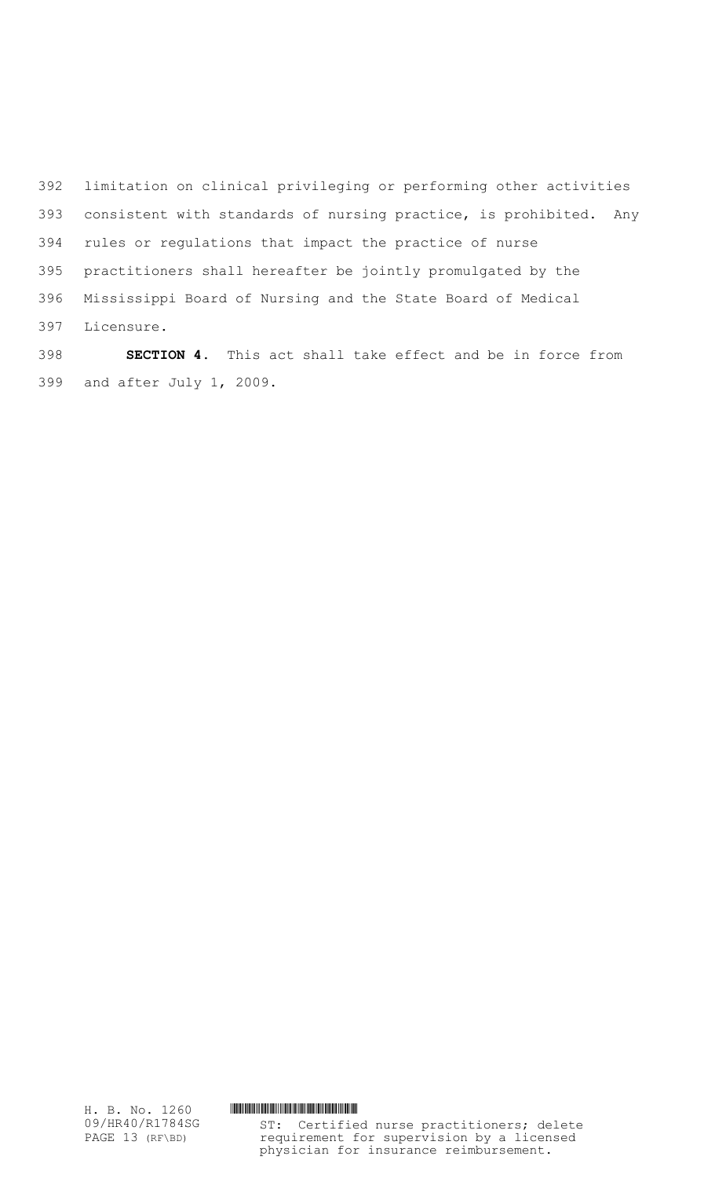limitation on clinical privileging or performing other activities consistent with standards of nursing practice, is prohibited. Any rules or regulations that impact the practice of nurse practitioners shall hereafter be jointly promulgated by the Mississippi Board of Nursing and the State Board of Medical Licensure.

**SECTION 4.** This act shall take effect and be in force from and after July 1, 2009.

H. B. No. 1260
09/HR40/R1784SG

ST: Certified nurse practitioners; delete requirement for supervision by a licensed physician for insurance reimbursement.